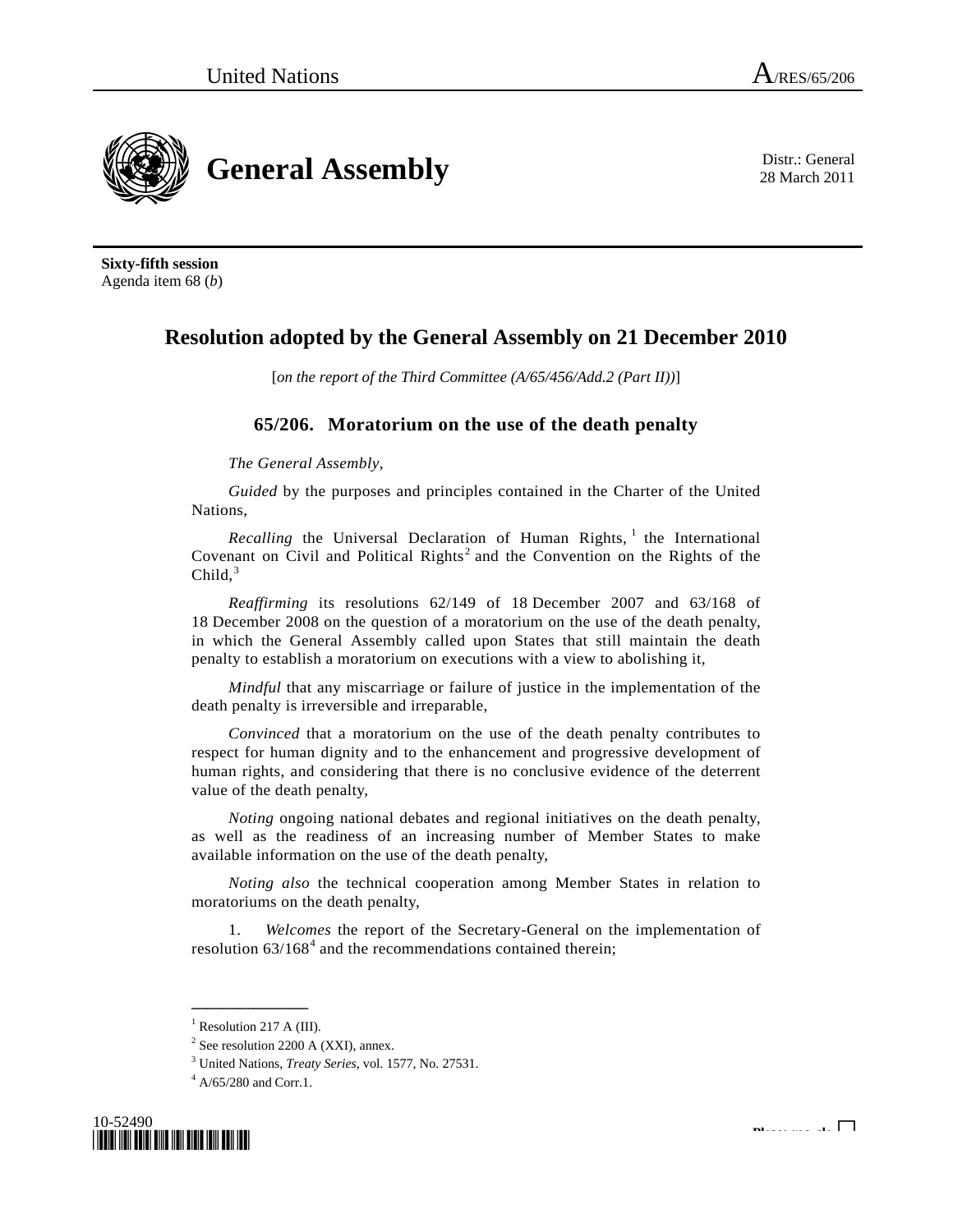United Nations A/RES/65/206

# General Assembly

Distr.: General
28 March 2011

**Sixty-fifth session**
Agenda item 68 (*b*)

## Resolution adopted by the General Assembly on 21 December 2010

[*on the report of the Third Committee (A/65/456/Add.2 (Part II))*]

### 65/206. Moratorium on the use of the death penalty

*The General Assembly*,

*Guided* by the purposes and principles contained in the Charter of the United Nations,

*Recalling* the Universal Declaration of Human Rights,[1] the International Covenant on Civil and Political Rights[2] and the Convention on the Rights of the Child,[3]

*Reaffirming* its resolutions 62/149 of 18 December 2007 and 63/168 of 18 December 2008 on the question of a moratorium on the use of the death penalty, in which the General Assembly called upon States that still maintain the death penalty to establish a moratorium on executions with a view to abolishing it,

*Mindful* that any miscarriage or failure of justice in the implementation of the death penalty is irreversible and irreparable,

*Convinced* that a moratorium on the use of the death penalty contributes to respect for human dignity and to the enhancement and progressive development of human rights, and considering that there is no conclusive evidence of the deterrent value of the death penalty,

*Noting* ongoing national debates and regional initiatives on the death penalty, as well as the readiness of an increasing number of Member States to make available information on the use of the death penalty,

*Noting also* the technical cooperation among Member States in relation to moratoriums on the death penalty,

1. *Welcomes* the report of the Secretary-General on the implementation of resolution 63/168[4] and the recommendations contained therein;

---

[1] Resolution 217 A (III).

[2] See resolution 2200 A (XXI), annex.

[3] United Nations, *Treaty Series*, vol. 1577, No. 27531.

[4] A/65/280 and Corr.1.

10-52490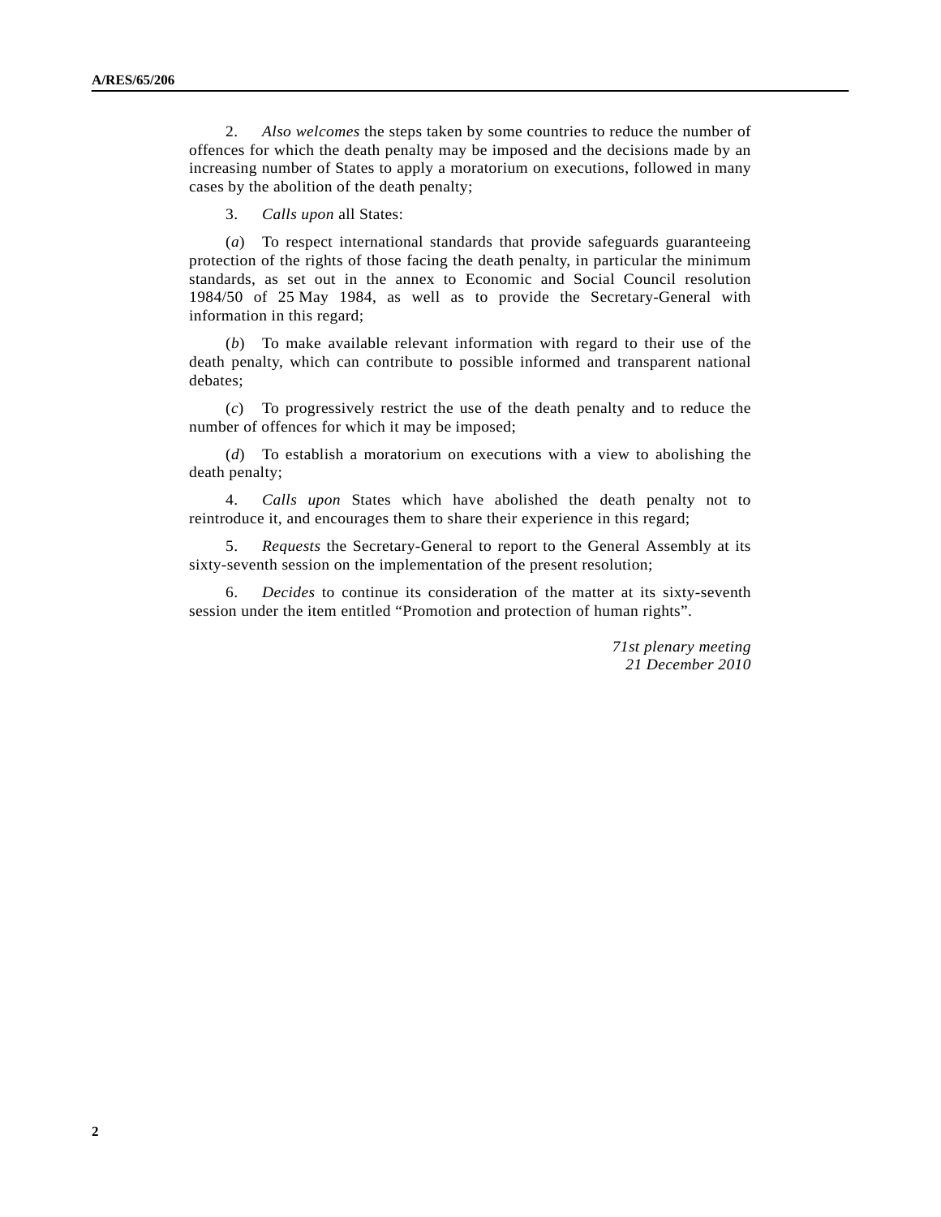2. *Also welcomes* the steps taken by some countries to reduce the number of offences for which the death penalty may be imposed and the decisions made by an increasing number of States to apply a moratorium on executions, followed in many cases by the abolition of the death penalty;

3. *Calls upon* all States:

(*a*) To respect international standards that provide safeguards guaranteeing protection of the rights of those facing the death penalty, in particular the minimum standards, as set out in the annex to Economic and Social Council resolution 1984/50 of 25 May 1984, as well as to provide the Secretary-General with information in this regard;

(*b*) To make available relevant information with regard to their use of the death penalty, which can contribute to possible informed and transparent national debates;

(*c*) To progressively restrict the use of the death penalty and to reduce the number of offences for which it may be imposed;

(*d*) To establish a moratorium on executions with a view to abolishing the death penalty;

4. *Calls upon* States which have abolished the death penalty not to reintroduce it, and encourages them to share their experience in this regard;

5. *Requests* the Secretary-General to report to the General Assembly at its sixty-seventh session on the implementation of the present resolution;

6. *Decides* to continue its consideration of the matter at its sixty-seventh session under the item entitled "Promotion and protection of human rights".

*71st plenary meeting*
*21 December 2010*